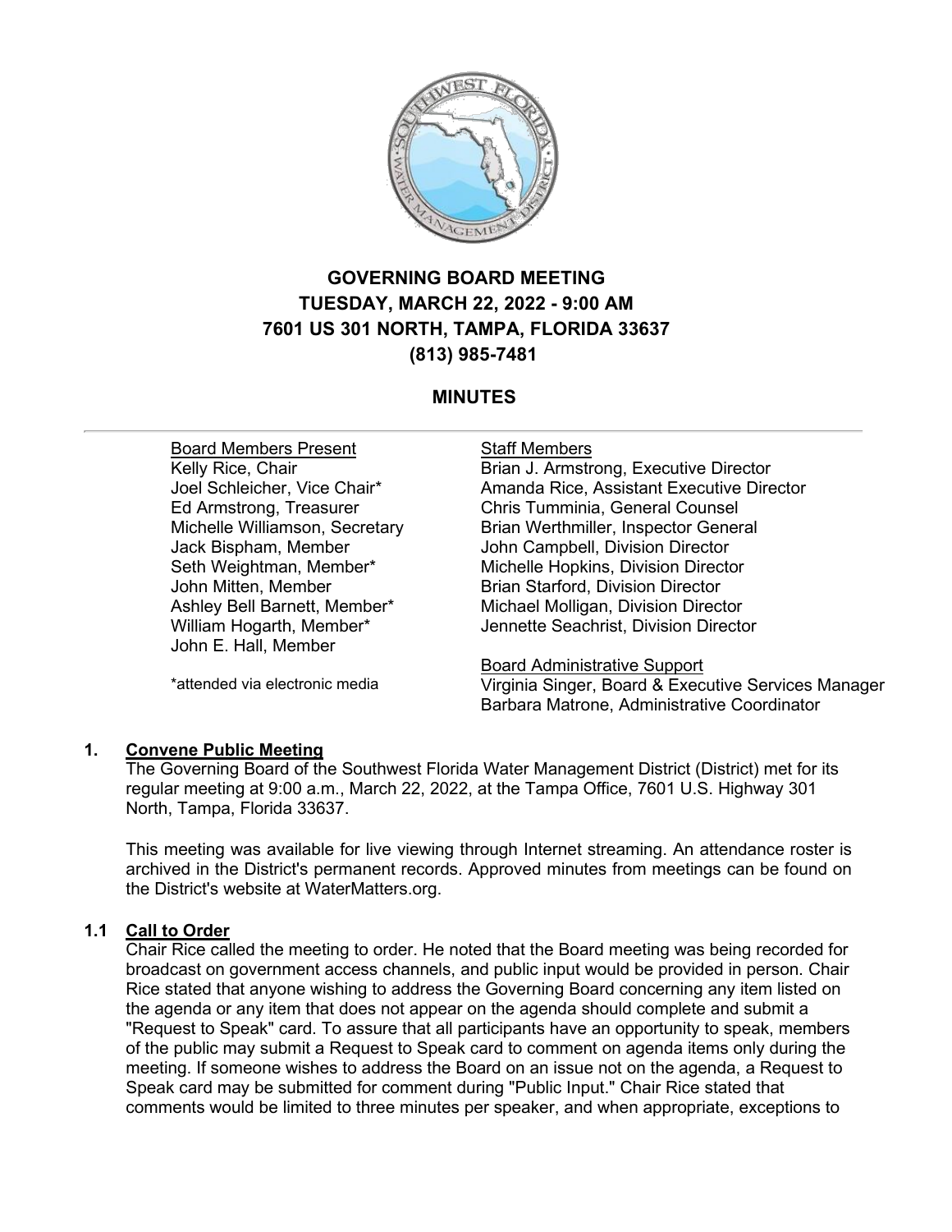# GOVERNING BOARD MEETING
# TUESDAY, MARCH 22, 2022 - 9:00 AM
# 7601 US 301 NORTH, TAMPA, FLORIDA 33637
# (813) 985-7481

## MINUTES

---

<u>Board Members Present</u>
Kelly Rice, Chair
Joel Schleicher, Vice Chair*
Ed Armstrong, Treasurer
Michelle Williamson, Secretary
Jack Bispham, Member
Seth Weightman, Member*
John Mitten, Member
Ashley Bell Barnett, Member*
William Hogarth, Member*
John E. Hall, Member

*attended via electronic media

<u>Staff Members</u>
Brian J. Armstrong, Executive Director
Amanda Rice, Assistant Executive Director
Chris Tumminia, General Counsel
Brian Werthmiller, Inspector General
John Campbell, Division Director
Michelle Hopkins, Division Director
Brian Starford, Division Director
Michael Molligan, Division Director
Jennette Seachrist, Division Director

<u>Board Administrative Support</u>
Virginia Singer, Board & Executive Services Manager
Barbara Matrone, Administrative Coordinator

### 1. <u>Convene Public Meeting</u>

The Governing Board of the Southwest Florida Water Management District (District) met for its regular meeting at 9:00 a.m., March 22, 2022, at the Tampa Office, 7601 U.S. Highway 301 North, Tampa, Florida 33637.

This meeting was available for live viewing through Internet streaming. An attendance roster is archived in the District's permanent records. Approved minutes from meetings can be found on the District's website at WaterMatters.org.

### 1.1 <u>Call to Order</u>

Chair Rice called the meeting to order. He noted that the Board meeting was being recorded for broadcast on government access channels, and public input would be provided in person. Chair Rice stated that anyone wishing to address the Governing Board concerning any item listed on the agenda or any item that does not appear on the agenda should complete and submit a "Request to Speak" card. To assure that all participants have an opportunity to speak, members of the public may submit a Request to Speak card to comment on agenda items only during the meeting. If someone wishes to address the Board on an issue not on the agenda, a Request to Speak card may be submitted for comment during "Public Input." Chair Rice stated that comments would be limited to three minutes per speaker, and when appropriate, exceptions to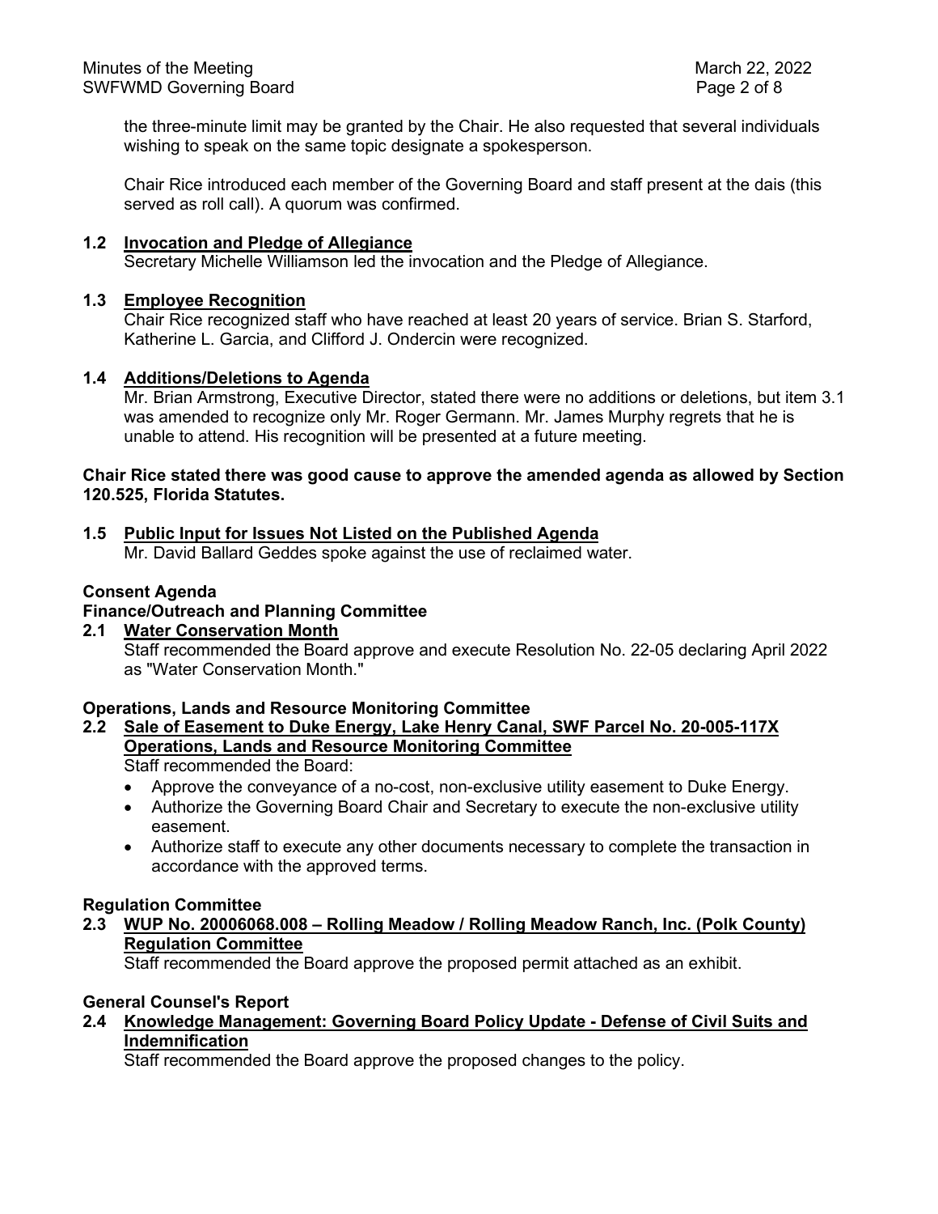the three-minute limit may be granted by the Chair. He also requested that several individuals wishing to speak on the same topic designate a spokesperson.

Chair Rice introduced each member of the Governing Board and staff present at the dais (this served as roll call). A quorum was confirmed.

**1.2 Invocation and Pledge of Allegiance**

Secretary Michelle Williamson led the invocation and the Pledge of Allegiance.

**1.3 Employee Recognition**

Chair Rice recognized staff who have reached at least 20 years of service. Brian S. Starford, Katherine L. Garcia, and Clifford J. Ondercin were recognized.

**1.4 Additions/Deletions to Agenda**

Mr. Brian Armstrong, Executive Director, stated there were no additions or deletions, but item 3.1 was amended to recognize only Mr. Roger Germann. Mr. James Murphy regrets that he is unable to attend. His recognition will be presented at a future meeting.

**Chair Rice stated there was good cause to approve the amended agenda as allowed by Section 120.525, Florida Statutes.**

**1.5 Public Input for Issues Not Listed on the Published Agenda**

Mr. David Ballard Geddes spoke against the use of reclaimed water.

**Consent Agenda**

**Finance/Outreach and Planning Committee**

**2.1 Water Conservation Month**

Staff recommended the Board approve and execute Resolution No. 22-05 declaring April 2022 as "Water Conservation Month."

**Operations, Lands and Resource Monitoring Committee**

**2.2 Sale of Easement to Duke Energy, Lake Henry Canal, SWF Parcel No. 20-005-117X Operations, Lands and Resource Monitoring Committee**

Staff recommended the Board:

- Approve the conveyance of a no-cost, non-exclusive utility easement to Duke Energy.
- Authorize the Governing Board Chair and Secretary to execute the non-exclusive utility easement.
- Authorize staff to execute any other documents necessary to complete the transaction in accordance with the approved terms.

**Regulation Committee**

**2.3 WUP No. 20006068.008 – Rolling Meadow / Rolling Meadow Ranch, Inc. (Polk County) Regulation Committee**

Staff recommended the Board approve the proposed permit attached as an exhibit.

**General Counsel's Report**

**2.4 Knowledge Management: Governing Board Policy Update - Defense of Civil Suits and Indemnification**

Staff recommended the Board approve the proposed changes to the policy.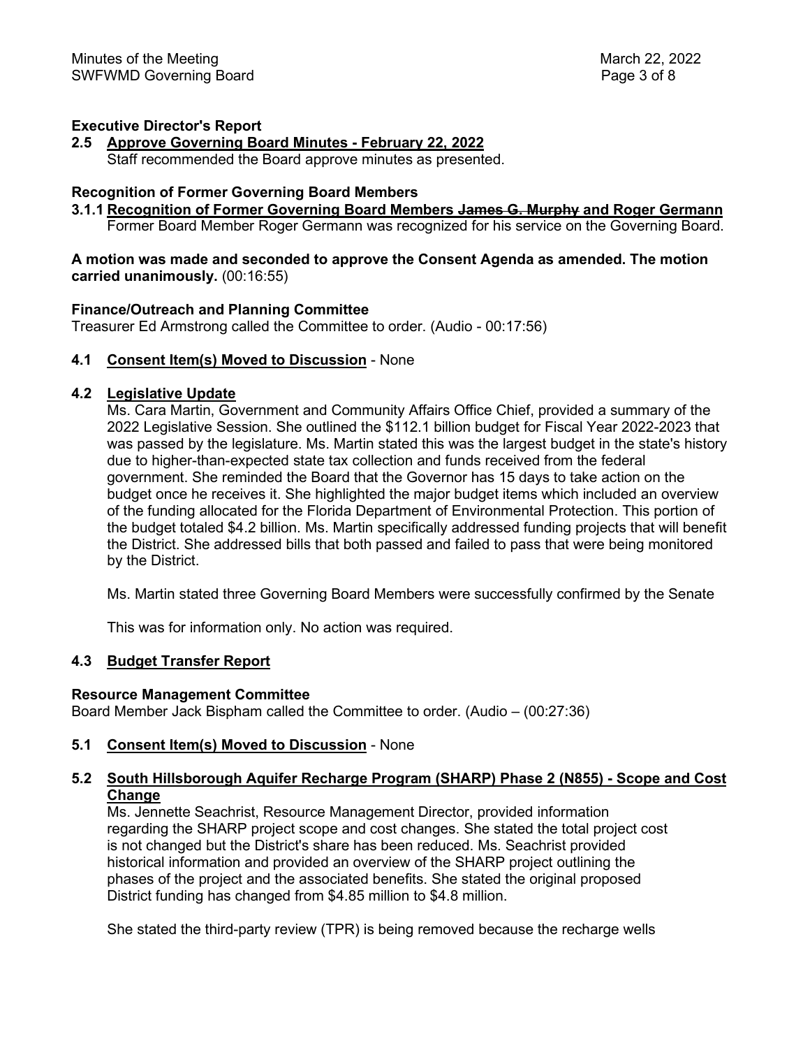**Executive Director's Report**

**2.5 Approve Governing Board Minutes - February 22, 2022**

Staff recommended the Board approve minutes as presented.

**Recognition of Former Governing Board Members**

**3.1.1 Recognition of Former Governing Board Members ~~James G. Murphy~~ and Roger Germann**

Former Board Member Roger Germann was recognized for his service on the Governing Board.

**A motion was made and seconded to approve the Consent Agenda as amended. The motion carried unanimously.** (00:16:55)

**Finance/Outreach and Planning Committee**

Treasurer Ed Armstrong called the Committee to order. (Audio - 00:17:56)

**4.1 Consent Item(s) Moved to Discussion** - None

**4.2 Legislative Update**

Ms. Cara Martin, Government and Community Affairs Office Chief, provided a summary of the 2022 Legislative Session. She outlined the $112.1 billion budget for Fiscal Year 2022-2023 that was passed by the legislature. Ms. Martin stated this was the largest budget in the state's history due to higher-than-expected state tax collection and funds received from the federal government. She reminded the Board that the Governor has 15 days to take action on the budget once he receives it. She highlighted the major budget items which included an overview of the funding allocated for the Florida Department of Environmental Protection. This portion of the budget totaled $4.2 billion. Ms. Martin specifically addressed funding projects that will benefit the District. She addressed bills that both passed and failed to pass that were being monitored by the District.

Ms. Martin stated three Governing Board Members were successfully confirmed by the Senate

This was for information only. No action was required.

**4.3 Budget Transfer Report**

**Resource Management Committee**

Board Member Jack Bispham called the Committee to order. (Audio – (00:27:36)

**5.1 Consent Item(s) Moved to Discussion** - None

**5.2 South Hillsborough Aquifer Recharge Program (SHARP) Phase 2 (N855) - Scope and Cost Change**

Ms. Jennette Seachrist, Resource Management Director, provided information regarding the SHARP project scope and cost changes. She stated the total project cost is not changed but the District's share has been reduced. Ms. Seachrist provided historical information and provided an overview of the SHARP project outlining the phases of the project and the associated benefits. She stated the original proposed District funding has changed from $4.85 million to $4.8 million.

She stated the third-party review (TPR) is being removed because the recharge wells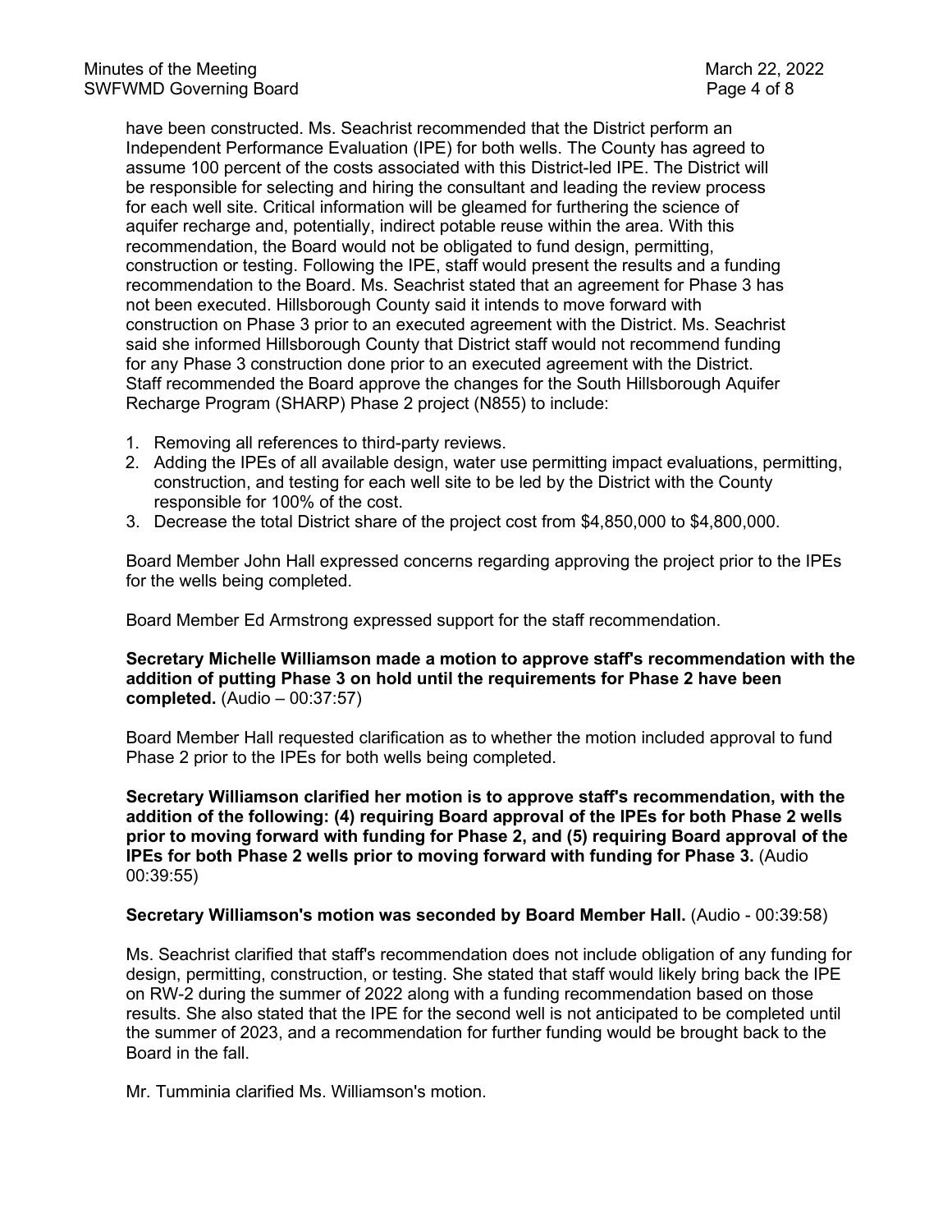have been constructed. Ms. Seachrist recommended that the District perform an Independent Performance Evaluation (IPE) for both wells. The County has agreed to assume 100 percent of the costs associated with this District-led IPE. The District will be responsible for selecting and hiring the consultant and leading the review process for each well site. Critical information will be gleamed for furthering the science of aquifer recharge and, potentially, indirect potable reuse within the area. With this recommendation, the Board would not be obligated to fund design, permitting, construction or testing. Following the IPE, staff would present the results and a funding recommendation to the Board. Ms. Seachrist stated that an agreement for Phase 3 has not been executed. Hillsborough County said it intends to move forward with construction on Phase 3 prior to an executed agreement with the District. Ms. Seachrist said she informed Hillsborough County that District staff would not recommend funding for any Phase 3 construction done prior to an executed agreement with the District. Staff recommended the Board approve the changes for the South Hillsborough Aquifer Recharge Program (SHARP) Phase 2 project (N855) to include:

1. Removing all references to third-party reviews.
2. Adding the IPEs of all available design, water use permitting impact evaluations, permitting, construction, and testing for each well site to be led by the District with the County responsible for 100% of the cost.
3. Decrease the total District share of the project cost from $4,850,000 to $4,800,000.

Board Member John Hall expressed concerns regarding approving the project prior to the IPEs for the wells being completed.

Board Member Ed Armstrong expressed support for the staff recommendation.

**Secretary Michelle Williamson made a motion to approve staff's recommendation with the addition of putting Phase 3 on hold until the requirements for Phase 2 have been completed.** (Audio – 00:37:57)

Board Member Hall requested clarification as to whether the motion included approval to fund Phase 2 prior to the IPEs for both wells being completed.

**Secretary Williamson clarified her motion is to approve staff's recommendation, with the addition of the following: (4) requiring Board approval of the IPEs for both Phase 2 wells prior to moving forward with funding for Phase 2, and (5) requiring Board approval of the IPEs for both Phase 2 wells prior to moving forward with funding for Phase 3.** (Audio 00:39:55)

**Secretary Williamson's motion was seconded by Board Member Hall.** (Audio - 00:39:58)

Ms. Seachrist clarified that staff's recommendation does not include obligation of any funding for design, permitting, construction, or testing. She stated that staff would likely bring back the IPE on RW-2 during the summer of 2022 along with a funding recommendation based on those results. She also stated that the IPE for the second well is not anticipated to be completed until the summer of 2023, and a recommendation for further funding would be brought back to the Board in the fall.

Mr. Tumminia clarified Ms. Williamson's motion.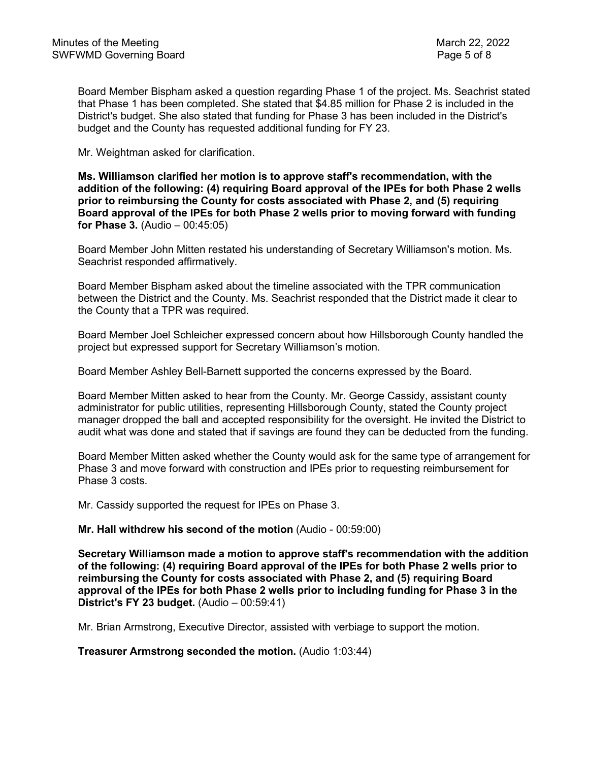Board Member Bispham asked a question regarding Phase 1 of the project. Ms. Seachrist stated that Phase 1 has been completed. She stated that $4.85 million for Phase 2 is included in the District's budget. She also stated that funding for Phase 3 has been included in the District's budget and the County has requested additional funding for FY 23.

Mr. Weightman asked for clarification.

**Ms. Williamson clarified her motion is to approve staff's recommendation, with the addition of the following: (4) requiring Board approval of the IPEs for both Phase 2 wells prior to reimbursing the County for costs associated with Phase 2, and (5) requiring Board approval of the IPEs for both Phase 2 wells prior to moving forward with funding for Phase 3.** (Audio – 00:45:05)

Board Member John Mitten restated his understanding of Secretary Williamson's motion. Ms. Seachrist responded affirmatively.

Board Member Bispham asked about the timeline associated with the TPR communication between the District and the County. Ms. Seachrist responded that the District made it clear to the County that a TPR was required.

Board Member Joel Schleicher expressed concern about how Hillsborough County handled the project but expressed support for Secretary Williamson's motion.

Board Member Ashley Bell-Barnett supported the concerns expressed by the Board.

Board Member Mitten asked to hear from the County. Mr. George Cassidy, assistant county administrator for public utilities, representing Hillsborough County, stated the County project manager dropped the ball and accepted responsibility for the oversight. He invited the District to audit what was done and stated that if savings are found they can be deducted from the funding.

Board Member Mitten asked whether the County would ask for the same type of arrangement for Phase 3 and move forward with construction and IPEs prior to requesting reimbursement for Phase 3 costs.

Mr. Cassidy supported the request for IPEs on Phase 3.

**Mr. Hall withdrew his second of the motion** (Audio - 00:59:00)

**Secretary Williamson made a motion to approve staff's recommendation with the addition of the following: (4) requiring Board approval of the IPEs for both Phase 2 wells prior to reimbursing the County for costs associated with Phase 2, and (5) requiring Board approval of the IPEs for both Phase 2 wells prior to including funding for Phase 3 in the District's FY 23 budget.** (Audio – 00:59:41)

Mr. Brian Armstrong, Executive Director, assisted with verbiage to support the motion.

**Treasurer Armstrong seconded the motion.** (Audio 1:03:44)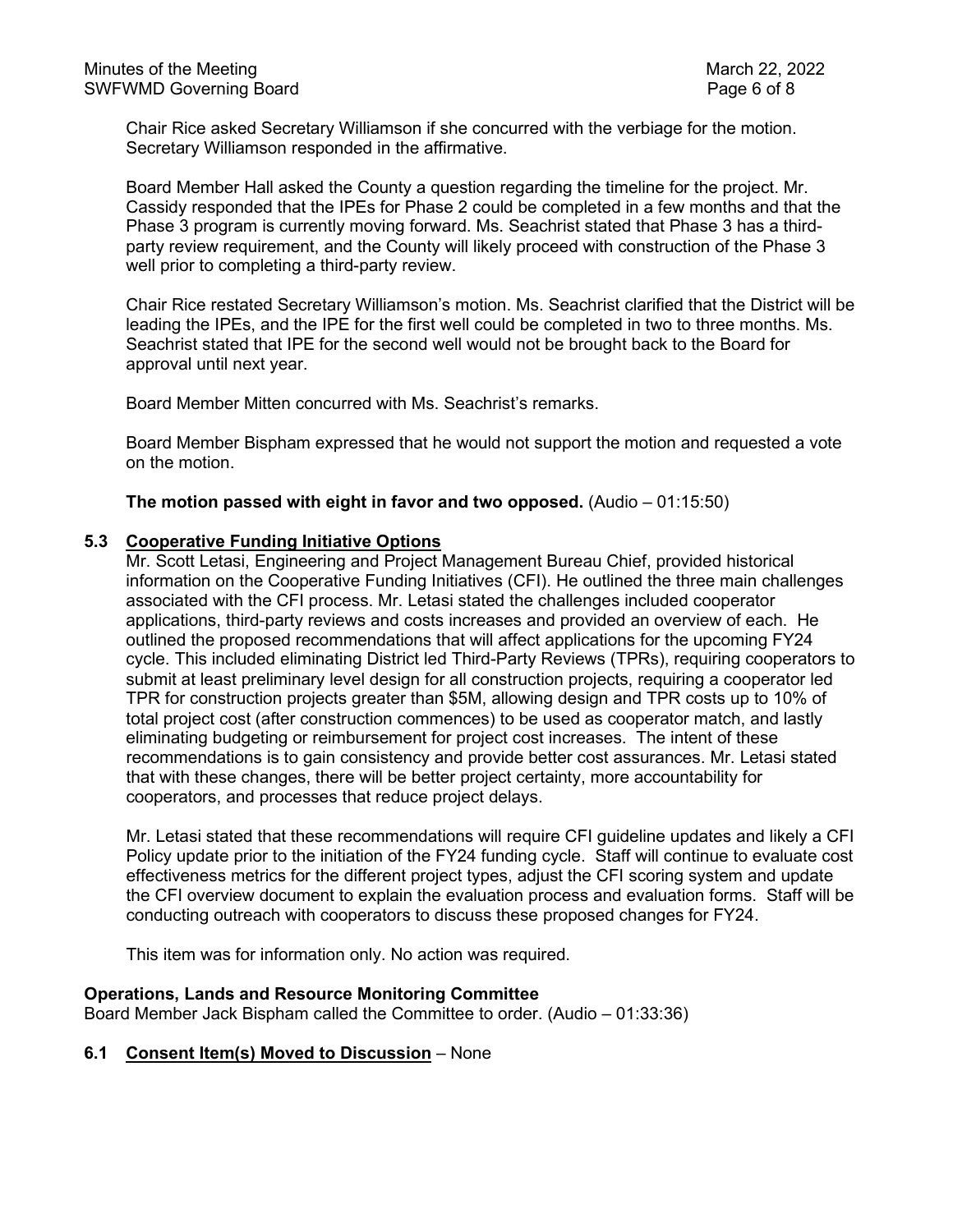Chair Rice asked Secretary Williamson if she concurred with the verbiage for the motion. Secretary Williamson responded in the affirmative.

Board Member Hall asked the County a question regarding the timeline for the project. Mr. Cassidy responded that the IPEs for Phase 2 could be completed in a few months and that the Phase 3 program is currently moving forward. Ms. Seachrist stated that Phase 3 has a third-party review requirement, and the County will likely proceed with construction of the Phase 3 well prior to completing a third-party review.

Chair Rice restated Secretary Williamson's motion. Ms. Seachrist clarified that the District will be leading the IPEs, and the IPE for the first well could be completed in two to three months. Ms. Seachrist stated that IPE for the second well would not be brought back to the Board for approval until next year.

Board Member Mitten concurred with Ms. Seachrist's remarks.

Board Member Bispham expressed that he would not support the motion and requested a vote on the motion.

**The motion passed with eight in favor and two opposed.** (Audio – 01:15:50)

**5.3 Cooperative Funding Initiative Options**

Mr. Scott Letasi, Engineering and Project Management Bureau Chief, provided historical information on the Cooperative Funding Initiatives (CFI). He outlined the three main challenges associated with the CFI process. Mr. Letasi stated the challenges included cooperator applications, third-party reviews and costs increases and provided an overview of each. He outlined the proposed recommendations that will affect applications for the upcoming FY24 cycle. This included eliminating District led Third-Party Reviews (TPRs), requiring cooperators to submit at least preliminary level design for all construction projects, requiring a cooperator led TPR for construction projects greater than $5M, allowing design and TPR costs up to 10% of total project cost (after construction commences) to be used as cooperator match, and lastly eliminating budgeting or reimbursement for project cost increases. The intent of these recommendations is to gain consistency and provide better cost assurances. Mr. Letasi stated that with these changes, there will be better project certainty, more accountability for cooperators, and processes that reduce project delays.

Mr. Letasi stated that these recommendations will require CFI guideline updates and likely a CFI Policy update prior to the initiation of the FY24 funding cycle. Staff will continue to evaluate cost effectiveness metrics for the different project types, adjust the CFI scoring system and update the CFI overview document to explain the evaluation process and evaluation forms. Staff will be conducting outreach with cooperators to discuss these proposed changes for FY24.

This item was for information only. No action was required.

**Operations, Lands and Resource Monitoring Committee**

Board Member Jack Bispham called the Committee to order. (Audio – 01:33:36)

**6.1 Consent Item(s) Moved to Discussion** – None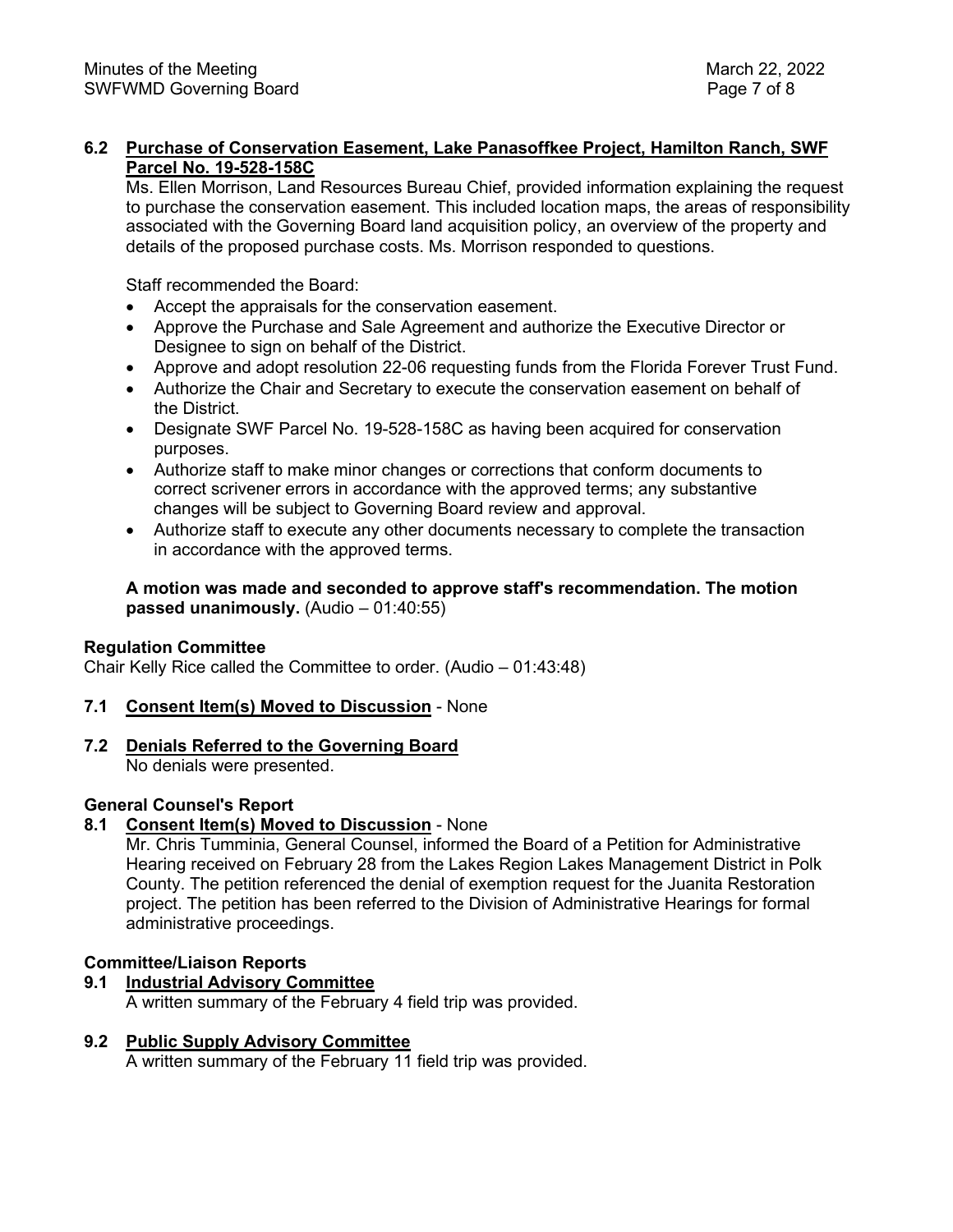**6.2 Purchase of Conservation Easement, Lake Panasoffkee Project, Hamilton Ranch, SWF Parcel No. 19-528-158C**

Ms. Ellen Morrison, Land Resources Bureau Chief, provided information explaining the request to purchase the conservation easement. This included location maps, the areas of responsibility associated with the Governing Board land acquisition policy, an overview of the property and details of the proposed purchase costs. Ms. Morrison responded to questions.

Staff recommended the Board:

- Accept the appraisals for the conservation easement.
- Approve the Purchase and Sale Agreement and authorize the Executive Director or Designee to sign on behalf of the District.
- Approve and adopt resolution 22-06 requesting funds from the Florida Forever Trust Fund.
- Authorize the Chair and Secretary to execute the conservation easement on behalf of the District.
- Designate SWF Parcel No. 19-528-158C as having been acquired for conservation purposes.
- Authorize staff to make minor changes or corrections that conform documents to correct scrivener errors in accordance with the approved terms; any substantive changes will be subject to Governing Board review and approval.
- Authorize staff to execute any other documents necessary to complete the transaction in accordance with the approved terms.

**A motion was made and seconded to approve staff's recommendation. The motion passed unanimously.** (Audio – 01:40:55)

**Regulation Committee**

Chair Kelly Rice called the Committee to order. (Audio – 01:43:48)

**7.1 Consent Item(s) Moved to Discussion** - None

**7.2 Denials Referred to the Governing Board**

No denials were presented.

**General Counsel's Report**

**8.1 Consent Item(s) Moved to Discussion** - None

Mr. Chris Tumminia, General Counsel, informed the Board of a Petition for Administrative Hearing received on February 28 from the Lakes Region Lakes Management District in Polk County. The petition referenced the denial of exemption request for the Juanita Restoration project. The petition has been referred to the Division of Administrative Hearings for formal administrative proceedings.

**Committee/Liaison Reports**

**9.1 Industrial Advisory Committee**

A written summary of the February 4 field trip was provided.

**9.2 Public Supply Advisory Committee**

A written summary of the February 11 field trip was provided.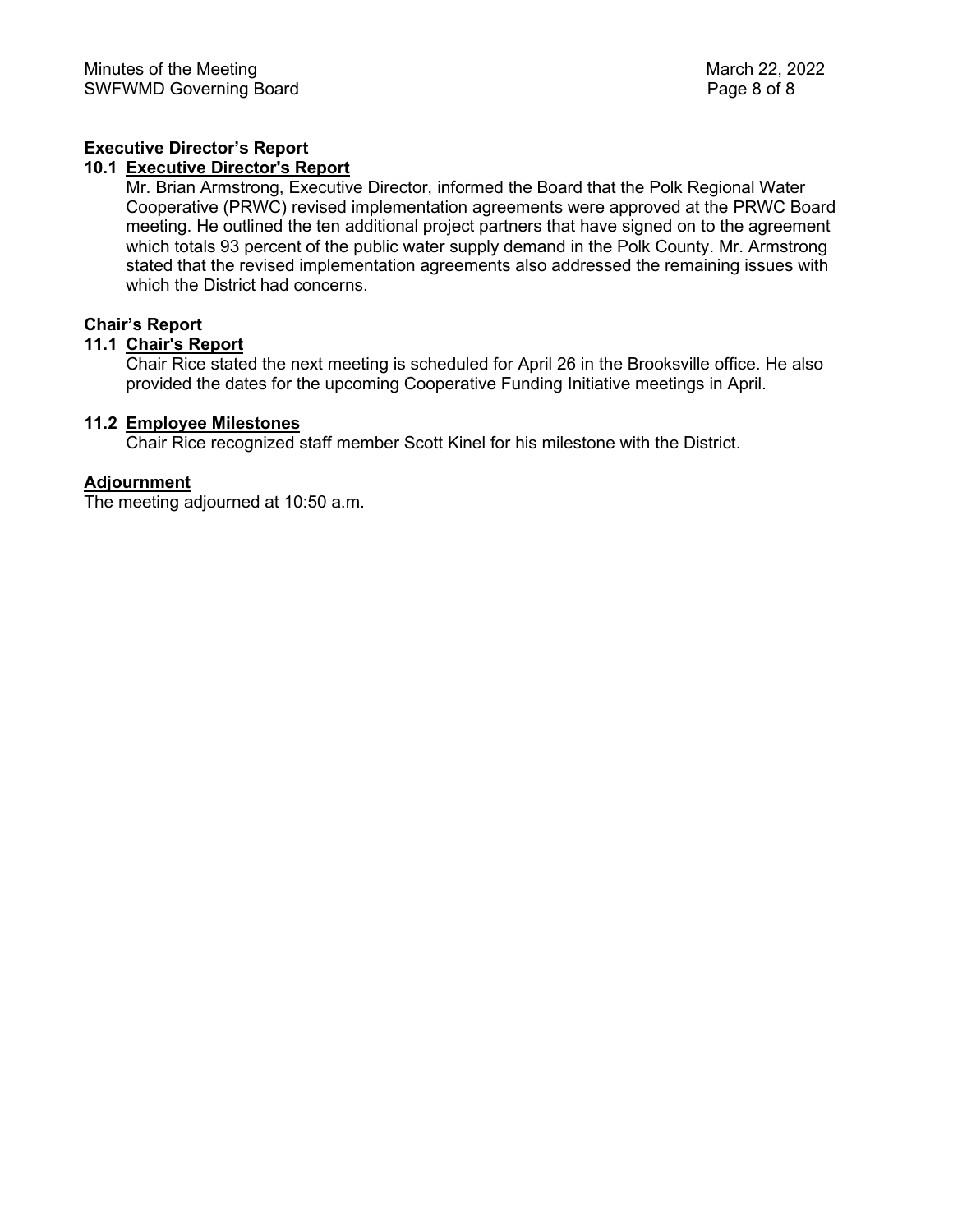**Executive Director's Report**

**10.1 Executive Director's Report**

Mr. Brian Armstrong, Executive Director, informed the Board that the Polk Regional Water Cooperative (PRWC) revised implementation agreements were approved at the PRWC Board meeting. He outlined the ten additional project partners that have signed on to the agreement which totals 93 percent of the public water supply demand in the Polk County. Mr. Armstrong stated that the revised implementation agreements also addressed the remaining issues with which the District had concerns.

**Chair's Report**

**11.1 Chair's Report**

Chair Rice stated the next meeting is scheduled for April 26 in the Brooksville office. He also provided the dates for the upcoming Cooperative Funding Initiative meetings in April.

**11.2 Employee Milestones**

Chair Rice recognized staff member Scott Kinel for his milestone with the District.

**Adjournment**

The meeting adjourned at 10:50 a.m.